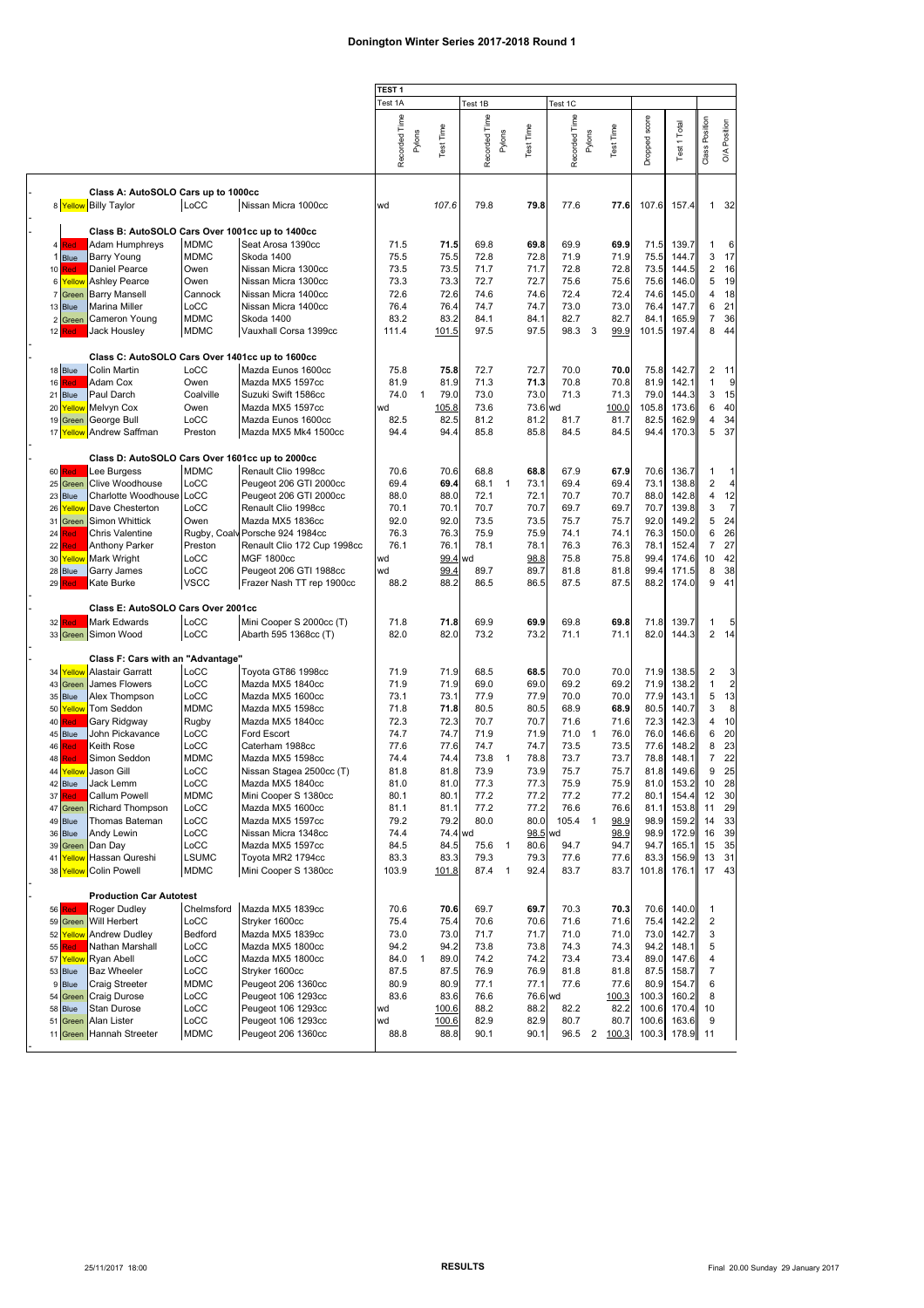# Donington Winter Series 2017-2018 Round 1

| No | Colour | Driver | Club | Car | Test 1A Recorded Time | Test 1A Pylons | Test 1A Test Time | Test 1B Recorded Time | Test 1B Pylons | Test 1B Test Time | Test 1C Recorded Time | Test 1C Pylons | Test 1C Test Time | Dropped score | Test 1 Total | Class Position | O/A Position |
|---|---|---|---|---|---|---|---|---|---|---|---|---|---|---|---|---|---|
| | | **Class A: AutoSOLO Cars up to 1000cc** | | | | | | | | | | | | | | | |
| 8 | Yellow | Billy Taylor | LoCC | Nissan Micra 1000cc | wd | | 107.6 | 79.8 | | 79.8 | 77.6 | | 77.6 | 107.6 | 157.4 | 1 | 32 |
| | | **Class B: AutoSOLO Cars Over 1001cc up to 1400cc** | | | | | | | | | | | | | | | |
| 4 | Red | Adam Humphreys | MDMC | Seat Arosa 1390cc | 71.5 | | 71.5 | 69.8 | | 69.8 | 69.9 | | 69.9 | 71.5 | 139.7 | 1 | 6 |
| 1 | Blue | Barry Young | MDMC | Skoda 1400 | 75.5 | | 75.5 | 72.8 | | 72.8 | 71.9 | | 71.9 | 75.5 | 144.7 | 3 | 17 |
| 10 | Red | Daniel Pearce | Owen | Nissan Micra 1300cc | 73.5 | | 73.5 | 71.7 | | 71.7 | 72.8 | | 72.8 | 73.5 | 144.5 | 2 | 16 |
| 6 | Yellow | Ashley Pearce | Owen | Nissan Micra 1300cc | 73.3 | | 73.3 | 72.7 | | 72.7 | 75.6 | | 75.6 | 75.6 | 146.0 | 5 | 19 |
| 7 | Green | Barry Mansell | Cannock | Nissan Micra 1400cc | 72.6 | | 72.6 | 74.6 | | 74.6 | 72.4 | | 72.4 | 74.6 | 145.0 | 4 | 18 |
| 13 | Blue | Marina Miller | LoCC | Nissan Micra 1400cc | 76.4 | | 76.4 | 74.7 | | 74.7 | 73.0 | | 73.0 | 76.4 | 147.7 | 6 | 21 |
| 2 | Green | Cameron Young | MDMC | Skoda 1400 | 83.2 | | 83.2 | 84.1 | | 84.1 | 82.7 | | 82.7 | 84.1 | 165.9 | 7 | 36 |
| 12 | Red | Jack Housley | MDMC | Vauxhall Corsa 1399cc | 111.4 | | 101.5 | 97.5 | | 97.5 | 98.3 | 3 | 99.9 | 101.5 | 197.4 | 8 | 44 |
| | | **Class C: AutoSOLO Cars Over 1401cc up to 1600cc** | | | | | | | | | | | | | | | |
| 18 | Blue | Colin Martin | LoCC | Mazda Eunos 1600cc | 75.8 | | 75.8 | 72.7 | | 72.7 | 70.0 | | 70.0 | 75.8 | 142.7 | 2 | 11 |
| 16 | Red | Adam Cox | Owen | Mazda MX5 1597cc | 81.9 | | 81.9 | 71.3 | | 71.3 | 70.8 | | 70.8 | 81.9 | 142.1 | 1 | 9 |
| 21 | Blue | Paul Darch | Coalville | Suzuki Swift 1586cc | 74.0 | 1 | 79.0 | 73.0 | | 73.0 | 71.3 | | 71.3 | 79.0 | 144.3 | 3 | 15 |
| 20 | Yellow | Melvyn Cox | Owen | Mazda MX5 1597cc | wd | | 105.8 | 73.6 | | 73.6 | wd | | 100.0 | 105.8 | 173.6 | 6 | 40 |
| 19 | Green | George Bull | LoCC | Mazda Eunos 1600cc | 82.5 | | 82.5 | 81.2 | | 81.2 | 81.7 | | 81.7 | 82.5 | 162.9 | 4 | 34 |
| 17 | Yellow | Andrew Saffman | Preston | Mazda MX5 Mk4 1500cc | 94.4 | | 94.4 | 85.8 | | 85.8 | 84.5 | | 84.5 | 94.4 | 170.3 | 5 | 37 |
| | | **Class D: AutoSOLO Cars Over 1601cc up to 2000cc** | | | | | | | | | | | | | | | |
| 60 | Red | Lee Burgess | MDMC | Renault Clio 1998cc | 70.6 | | 70.6 | 68.8 | | 68.8 | 67.9 | | 67.9 | 70.6 | 136.7 | 1 | 1 |
| 25 | Green | Clive Woodhouse | LoCC | Peugeot 206 GTI 2000cc | 69.4 | | 69.4 | 68.1 | 1 | 73.1 | 69.4 | | 69.4 | 73.1 | 138.8 | 2 | 4 |
| 23 | Blue | Charlotte Woodhouse | LoCC | Peugeot 206 GTI 2000cc | 88.0 | | 88.0 | 72.1 | | 72.1 | 70.7 | | 70.7 | 88.0 | 142.8 | 4 | 12 |
| 26 | Yellow | Dave Chesterton | LoCC | Renault Clio 1998cc | 70.1 | | 70.1 | 70.7 | | 70.7 | 69.7 | | 69.7 | 70.7 | 139.8 | 3 | 7 |
| 31 | Green | Simon Whittick | Owen | Mazda MX5 1836cc | 92.0 | | 92.0 | 73.5 | | 73.5 | 75.7 | | 75.7 | 92.0 | 149.2 | 5 | 24 |
| 24 | Red | Chris Valentine | Rugby, Coalv | Porsche 924 1984cc | 76.3 | | 76.3 | 75.9 | | 75.9 | 74.1 | | 74.1 | 76.3 | 150.0 | 6 | 26 |
| 22 | Red | Anthony Parker | Preston | Renault Clio 172 Cup 1998cc | 76.1 | | 76.1 | 78.1 | | 78.1 | 76.3 | | 76.3 | 78.1 | 152.4 | 7 | 27 |
| 30 | Yellow | Mark Wright | LoCC | MGF 1800cc | wd | | 99.4 | wd | | 98.8 | 75.8 | | 75.8 | 99.4 | 174.6 | 10 | 42 |
| 28 | Blue | Garry James | LoCC | Peugeot 206 GTI 1988cc | wd | | 99.4 | 89.7 | | 89.7 | 81.8 | | 81.8 | 99.4 | 171.5 | 8 | 38 |
| 29 | Red | Kate Burke | VSCC | Frazer Nash TT rep 1900cc | 88.2 | | 88.2 | 86.5 | | 86.5 | 87.5 | | 87.5 | 88.2 | 174.0 | 9 | 41 |
| | | **Class E: AutoSOLO Cars Over 2001cc** | | | | | | | | | | | | | | | |
| 32 | Red | Mark Edwards | LoCC | Mini Cooper S 2000cc (T) | 71.8 | | 71.8 | 69.9 | | 69.9 | 69.8 | | 69.8 | 71.8 | 139.7 | 1 | 5 |
| 33 | Green | Simon Wood | LoCC | Abarth 595 1368cc (T) | 82.0 | | 82.0 | 73.2 | | 73.2 | 71.1 | | 71.1 | 82.0 | 144.3 | 2 | 14 |
| | | **Class F: Cars with an "Advantage"** | | | | | | | | | | | | | | | |
| 34 | Yellow | Alastair Garratt | LoCC | Toyota GT86 1998cc | 71.9 | | 71.9 | 68.5 | | 68.5 | 70.0 | | 70.0 | 71.9 | 138.5 | 2 | 3 |
| 43 | Green | James Flowers | LoCC | Mazda MX5 1840cc | 71.9 | | 71.9 | 69.0 | | 69.0 | 69.2 | | 69.2 | 71.9 | 138.2 | 1 | 2 |
| 35 | Blue | Alex Thompson | LoCC | Mazda MX5 1600cc | 73.1 | | 73.1 | 77.9 | | 77.9 | 70.0 | | 70.0 | 77.9 | 143.1 | 5 | 13 |
| 50 | Yellow | Tom Seddon | MDMC | Mazda MX5 1598cc | 71.8 | | 71.8 | 80.5 | | 80.5 | 68.9 | | 68.9 | 80.5 | 140.7 | 3 | 8 |
| 40 | Red | Gary Ridgway | Rugby | Mazda MX5 1840cc | 72.3 | | 72.3 | 70.7 | | 70.7 | 71.6 | | 71.6 | 72.3 | 142.3 | 4 | 10 |
| 45 | Blue | John Pickavance | LoCC | Ford Escort | 74.7 | | 74.7 | 71.9 | | 71.9 | 71.0 | 1 | 76.0 | 76.0 | 146.6 | 6 | 20 |
| 46 | Red | Keith Rose | LoCC | Caterham 1988cc | 77.6 | | 77.6 | 74.7 | | 74.7 | 73.5 | | 73.5 | 77.6 | 148.2 | 8 | 23 |
| 48 | Red | Simon Seddon | MDMC | Mazda MX5 1598cc | 74.4 | | 74.4 | 73.8 | 1 | 78.8 | 73.7 | | 73.7 | 78.8 | 148.1 | 7 | 22 |
| 44 | Yellow | Jason Gill | LoCC | Nissan Stagea 2500cc (T) | 81.8 | | 81.8 | 73.9 | | 73.9 | 75.7 | | 75.7 | 81.8 | 149.6 | 9 | 25 |
| 42 | Blue | Jack Lemm | LoCC | Mazda MX5 1840cc | 81.0 | | 81.0 | 77.3 | | 77.3 | 75.9 | | 75.9 | 81.0 | 153.2 | 10 | 28 |
| 37 | Red | Callum Powell | MDMC | Mini Cooper S 1380cc | 80.1 | | 80.1 | 77.2 | | 77.2 | 77.2 | | 77.2 | 80.1 | 154.4 | 12 | 30 |
| 47 | Green | Richard Thompson | LoCC | Mazda MX5 1600cc | 81.1 | | 81.1 | 77.2 | | 77.2 | 76.6 | | 76.6 | 81.1 | 153.8 | 11 | 29 |
| 49 | Blue | Thomas Bateman | LoCC | Mazda MX5 1597cc | 79.2 | | 79.2 | 80.0 | | 80.0 | 105.4 | 1 | 98.9 | 98.9 | 159.2 | 14 | 33 |
| 36 | Blue | Andy Lewin | LoCC | Nissan Micra 1348cc | 74.4 | | 74.4 | wd | | 98.5 | wd | | 98.9 | 98.9 | 172.9 | 16 | 39 |
| 39 | Green | Dan Day | LoCC | Mazda MX5 1597cc | 84.5 | | 84.5 | 75.6 | 1 | 80.6 | 94.7 | | 94.7 | 94.7 | 165.1 | 15 | 35 |
| 41 | Yellow | Hassan Qureshi | LSUMC | Toyota MR2 1794cc | 83.3 | | 83.3 | 79.3 | | 79.3 | 77.6 | | 77.6 | 83.3 | 156.9 | 13 | 31 |
| 38 | Yellow | Colin Powell | MDMC | Mini Cooper S 1380cc | 103.9 | | 101.8 | 87.4 | 1 | 92.4 | 83.7 | | 83.7 | 101.8 | 176.1 | 17 | 43 |
| | | **Production Car Autotest** | | | | | | | | | | | | | | | |
| 56 | Red | Roger Dudley | Chelmsford | Mazda MX5 1839cc | 70.6 | | 70.6 | 69.7 | | 69.7 | 70.3 | | 70.3 | 70.6 | 140.0 | 1 | |
| 59 | Green | Will Herbert | LoCC | Stryker 1600cc | 75.4 | | 75.4 | 70.6 | | 70.6 | 71.6 | | 71.6 | 75.4 | 142.2 | 2 | |
| 52 | Yellow | Andrew Dudley | Bedford | Mazda MX5 1839cc | 73.0 | | 73.0 | 71.7 | | 71.7 | 71.0 | | 71.0 | 73.0 | 142.7 | 3 | |
| 55 | Red | Nathan Marshall | LoCC | Mazda MX5 1800cc | 94.2 | | 94.2 | 73.8 | | 73.8 | 74.3 | | 74.3 | 94.2 | 148.1 | 5 | |
| 57 | Yellow | Ryan Abell | LoCC | Mazda MX5 1800cc | 84.0 | 1 | 89.0 | 74.2 | | 74.2 | 73.4 | | 73.4 | 89.0 | 147.6 | 4 | |
| 53 | Blue | Baz Wheeler | LoCC | Stryker 1600cc | 87.5 | | 87.5 | 76.9 | | 76.9 | 81.8 | | 81.8 | 87.5 | 158.7 | 7 | |
| 9 | Blue | Craig Streeter | MDMC | Peugeot 206 1360cc | 80.9 | | 80.9 | 77.1 | | 77.1 | 77.6 | | 77.6 | 80.9 | 154.7 | 6 | |
| 54 | Green | Craig Durose | LoCC | Peugeot 106 1293cc | 83.6 | | 83.6 | 76.6 | | 76.6 | wd | | 100.3 | 100.3 | 160.2 | 8 | |
| 58 | Blue | Stan Durose | LoCC | Peugeot 106 1293cc | wd | | 100.6 | 88.2 | | 88.2 | 82.2 | | 82.2 | 100.6 | 170.4 | 10 | |
| 51 | Green | Alan Lister | LoCC | Peugeot 106 1293cc | wd | | 100.6 | 82.9 | | 82.9 | 80.7 | | 80.7 | 100.6 | 163.6 | 9 | |
| 11 | Green | Hannah Streeter | MDMC | Peugeot 206 1360cc | 88.8 | | 88.8 | 90.1 | | 90.1 | 96.5 | 2 | 100.3 | 100.3 | 178.9 | 11 | |

25/11/2017 18:00 **RESULTS** Final 20.00 Sunday 29 January 2017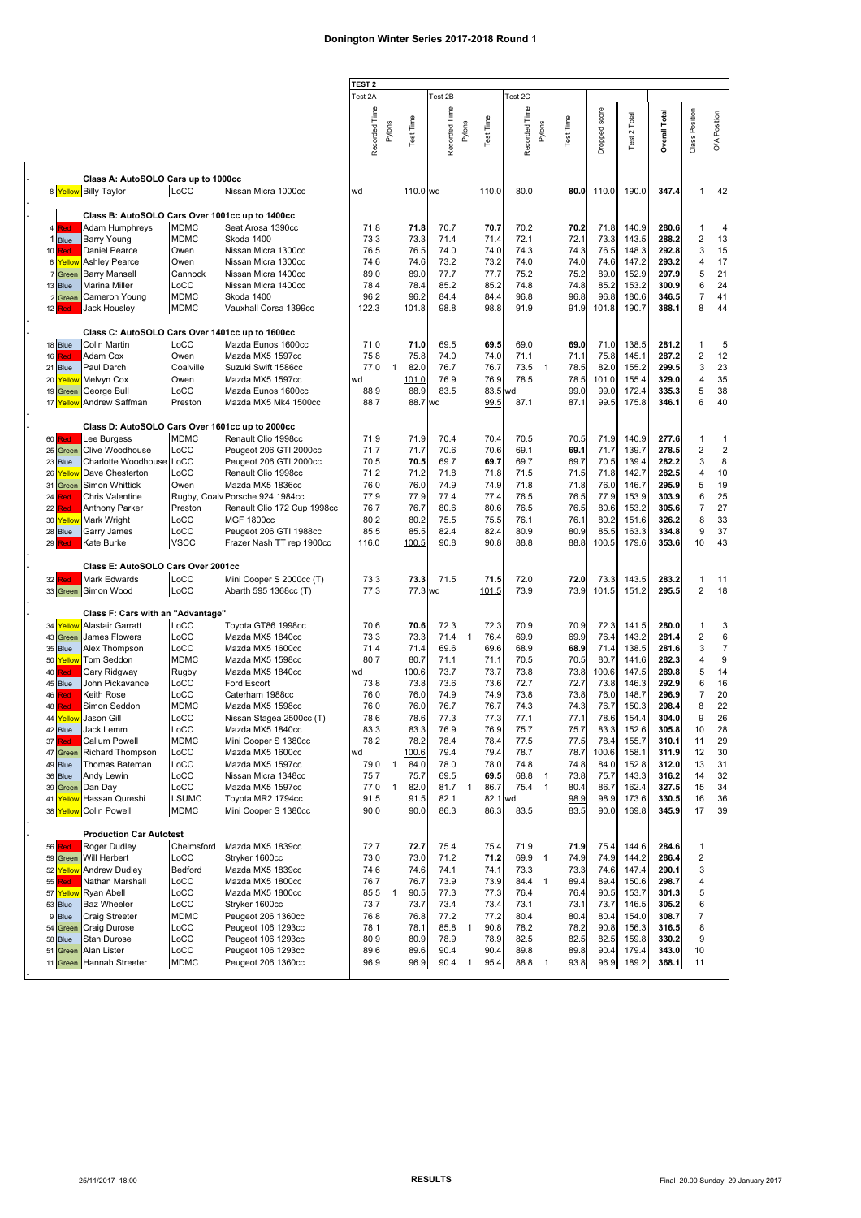# Donington Winter Series 2017-2018 Round 1

| | | | | | TEST 2 | | | | | | | | | | | | | | |
|---|---|---|---|---|---|---|---|---|---|---|---|---|---|---|---|---|---|---|---|
| | | | | | Test 2A | | | Test 2B | | | Test 2C | | | | | | | | |
| No. | Colour | Driver | Club | Car | Recorded Time | Pylons | Test Time | Recorded Time | Pylons | Test Time | Recorded Time | Pylons | Test Time | Dropped score | Test 2 Total | Overall Total | Class Position | O/A Position |
| | | **Class A: AutoSOLO Cars up to 1000cc** | | | | | | | | | | | | | | | | |
| 8 | Yellow | Billy Taylor | LoCC | Nissan Micra 1000cc | wd | | 110.0 | wd | | 110.0 | 80.0 | | **80.0** | 110.0 | 190.0 | **347.4** | 1 | 42 |
| | | **Class B: AutoSOLO Cars Over 1001cc up to 1400cc** | | | | | | | | | | | | | | | | |
| 4 | Red | Adam Humphreys | MDMC | Seat Arosa 1390cc | 71.8 | | **71.8** | 70.7 | | **70.7** | 70.2 | | **70.2** | 71.8 | 140.9 | **280.6** | 1 | 4 |
| 1 | Blue | Barry Young | MDMC | Skoda 1400 | 73.3 | | 73.3 | 71.4 | | 71.4 | 72.1 | | 72.1 | 73.3 | 143.5 | **288.2** | 2 | 13 |
| 10 | Red | Daniel Pearce | Owen | Nissan Micra 1300cc | 76.5 | | 76.5 | 74.0 | | 74.0 | 74.3 | | 74.3 | 76.5 | 148.3 | **292.8** | 3 | 15 |
| 6 | Yellow | Ashley Pearce | Owen | Nissan Micra 1300cc | 74.6 | | 74.6 | 73.2 | | 73.2 | 74.0 | | 74.0 | 74.6 | 147.2 | **293.2** | 4 | 17 |
| 7 | Green | Barry Mansell | Cannock | Nissan Micra 1400cc | 89.0 | | 89.0 | 77.7 | | 77.7 | 75.2 | | 75.2 | 89.0 | 152.9 | **297.9** | 5 | 21 |
| 13 | Blue | Marina Miller | LoCC | Nissan Micra 1400cc | 78.4 | | 78.4 | 85.2 | | 85.2 | 74.8 | | 74.8 | 85.2 | 153.2 | **300.9** | 6 | 24 |
| 2 | Green | Cameron Young | MDMC | Skoda 1400 | 96.2 | | 96.2 | 84.4 | | 84.4 | 96.8 | | 96.8 | 96.8 | 180.6 | **346.5** | 7 | 41 |
| 12 | Red | Jack Housley | MDMC | Vauxhall Corsa 1399cc | 122.3 | | 101.8 | 98.8 | | 98.8 | 91.9 | | 91.9 | 101.8 | 190.7 | **388.1** | 8 | 44 |
| | | **Class C: AutoSOLO Cars Over 1401cc up to 1600cc** | | | | | | | | | | | | | | | | |
| 18 | Blue | Colin Martin | LoCC | Mazda Eunos 1600cc | 71.0 | | **71.0** | 69.5 | | **69.5** | 69.0 | | **69.0** | 71.0 | 138.5 | **281.2** | 1 | 5 |
| 16 | Red | Adam Cox | Owen | Mazda MX5 1597cc | 75.8 | | 75.8 | 74.0 | | 74.0 | 71.1 | | 71.1 | 75.8 | 145.1 | **287.2** | 2 | 12 |
| 21 | Blue | Paul Darch | Coalville | Suzuki Swift 1586cc | 77.0 | 1 | 82.0 | 76.7 | | 76.7 | 73.5 | 1 | 78.5 | 82.0 | 155.2 | **299.5** | 3 | 23 |
| 20 | Yellow | Melvyn Cox | Owen | Mazda MX5 1597cc | wd | | 101.0 | 76.9 | | 76.9 | 78.5 | | 78.5 | 101.0 | 155.4 | **329.0** | 4 | 35 |
| 19 | Green | George Bull | LoCC | Mazda Eunos 1600cc | 88.9 | | 88.9 | 83.5 | | 83.5 | wd | | 99.0 | 99.0 | 172.4 | **335.3** | 5 | 38 |
| 17 | Yellow | Andrew Saffman | Preston | Mazda MX5 Mk4 1500cc | 88.7 | | 88.7 | wd | | 99.5 | 87.1 | | 87.1 | 99.5 | 175.8 | **346.1** | 6 | 40 |
| | | **Class D: AutoSOLO Cars Over 1601cc up to 2000cc** | | | | | | | | | | | | | | | | |
| 60 | Red | Lee Burgess | MDMC | Renault Clio 1998cc | 71.9 | | 71.9 | 70.4 | | 70.4 | 70.5 | | 70.5 | 71.9 | 140.9 | **277.6** | 1 | 1 |
| 25 | Green | Clive Woodhouse | LoCC | Peugeot 206 GTI 2000cc | 71.7 | | 71.7 | 70.6 | | 70.6 | 69.1 | | **69.1** | 71.7 | 139.7 | **278.5** | 2 | 2 |
| 23 | Blue | Charlotte Woodhouse | LoCC | Peugeot 206 GTI 2000cc | 70.5 | | **70.5** | 69.7 | | **69.7** | 69.7 | | 69.7 | 70.5 | 139.4 | **282.2** | 3 | 8 |
| 26 | Yellow | Dave Chesterton | LoCC | Renault Clio 1998cc | 71.2 | | 71.2 | 71.8 | | 71.8 | 71.5 | | 71.5 | 71.8 | 142.7 | **282.5** | 4 | 10 |
| 31 | Green | Simon Whittick | Owen | Mazda MX5 1836cc | 76.0 | | 76.0 | 74.9 | | 74.9 | 71.8 | | 71.8 | 76.0 | 146.7 | **295.9** | 5 | 19 |
| 24 | Red | Chris Valentine | Rugby, Coalv | Porsche 924 1984cc | 77.9 | | 77.9 | 77.4 | | 77.4 | 76.5 | | 76.5 | 77.9 | 153.9 | **303.9** | 6 | 25 |
| 22 | Red | Anthony Parker | Preston | Renault Clio 172 Cup 1998cc | 76.7 | | 76.7 | 80.6 | | 80.6 | 76.5 | | 76.5 | 80.6 | 153.2 | **305.6** | 7 | 27 |
| 30 | Yellow | Mark Wright | LoCC | MGF 1800cc | 80.2 | | 80.2 | 75.5 | | 75.5 | 76.1 | | 76.1 | 80.2 | 151.6 | **326.2** | 8 | 33 |
| 28 | Blue | Garry James | LoCC | Peugeot 206 GTI 1988cc | 85.5 | | 85.5 | 82.4 | | 82.4 | 80.9 | | 80.9 | 85.5 | 163.3 | **334.8** | 9 | 37 |
| 29 | Red | Kate Burke | VSCC | Frazer Nash TT rep 1900cc | 116.0 | | 100.5 | 90.8 | | 90.8 | 88.8 | | 88.8 | 100.5 | 179.6 | **353.6** | 10 | 43 |
| | | **Class E: AutoSOLO Cars Over 2001cc** | | | | | | | | | | | | | | | | |
| 32 | Red | Mark Edwards | LoCC | Mini Cooper S 2000cc (T) | 73.3 | | **73.3** | 71.5 | | **71.5** | 72.0 | | **72.0** | 73.3 | 143.5 | **283.2** | 1 | 11 |
| 33 | Green | Simon Wood | LoCC | Abarth 595 1368cc (T) | 77.3 | | 77.3 | wd | | 101.5 | 73.9 | | 73.9 | 101.5 | 151.2 | **295.5** | 2 | 18 |
| | | **Class F: Cars with an "Advantage"** | | | | | | | | | | | | | | | | |
| 34 | Yellow | Alastair Garratt | LoCC | Toyota GT86 1998cc | 70.6 | | **70.6** | 72.3 | | 72.3 | 70.9 | | 70.9 | 72.3 | 141.5 | **280.0** | 1 | 3 |
| 43 | Green | James Flowers | LoCC | Mazda MX5 1840cc | 73.3 | | 73.3 | 71.4 | 1 | 76.4 | 69.9 | | 69.9 | 76.4 | 143.2 | **281.4** | 2 | 6 |
| 35 | Blue | Alex Thompson | LoCC | Mazda MX5 1600cc | 71.4 | | 71.4 | 69.6 | | 69.6 | 68.9 | | **68.9** | 71.4 | 138.5 | **281.6** | 3 | 7 |
| 50 | Yellow | Tom Seddon | MDMC | Mazda MX5 1598cc | 80.7 | | 80.7 | 71.1 | | 71.1 | 70.5 | | 70.5 | 80.7 | 141.6 | **282.3** | 4 | 9 |
| 40 | Red | Gary Ridgway | Rugby | Mazda MX5 1840cc | wd | | 100.6 | 73.7 | | 73.7 | 73.8 | | 73.8 | 100.6 | 147.5 | **289.8** | 5 | 14 |
| 45 | Blue | John Pickavance | LoCC | Ford Escort | 73.8 | | 73.8 | 73.6 | | 73.6 | 72.7 | | 72.7 | 73.8 | 146.3 | **292.9** | 6 | 16 |
| 46 | Red | Keith Rose | LoCC | Caterham 1988cc | 76.0 | | 76.0 | 74.9 | | 74.9 | 73.8 | | 73.8 | 76.0 | 148.7 | **296.9** | 7 | 20 |
| 48 | Red | Simon Seddon | MDMC | Mazda MX5 1598cc | 76.0 | | 76.0 | 76.7 | | 76.7 | 74.3 | | 74.3 | 76.7 | 150.3 | **298.4** | 8 | 22 |
| 44 | Yellow | Jason Gill | LoCC | Nissan Stagea 2500cc (T) | 78.6 | | 78.6 | 77.3 | | 77.3 | 77.1 | | 77.1 | 78.6 | 154.4 | **304.0** | 9 | 26 |
| 42 | Blue | Jack Lemm | LoCC | Mazda MX5 1840cc | 83.3 | | 83.3 | 76.9 | | 76.9 | 75.7 | | 75.7 | 83.3 | 152.6 | **305.8** | 10 | 28 |
| 37 | Red | Callum Powell | MDMC | Mini Cooper S 1380cc | 78.2 | | 78.2 | 78.4 | | 78.4 | 77.5 | | 77.5 | 78.4 | 155.7 | **310.1** | 11 | 29 |
| 47 | Green | Richard Thompson | LoCC | Mazda MX5 1600cc | wd | | 100.6 | 79.4 | | 79.4 | 78.7 | | 78.7 | 100.6 | 158.1 | **311.9** | 12 | 30 |
| 49 | Blue | Thomas Bateman | LoCC | Mazda MX5 1597cc | 79.0 | 1 | 84.0 | 78.0 | | 78.0 | 74.8 | | 74.8 | 84.0 | 152.8 | **312.0** | 13 | 31 |
| 36 | Blue | Andy Lewin | LoCC | Nissan Micra 1348cc | 75.7 | | 75.7 | 69.5 | | **69.5** | 68.8 | 1 | 73.8 | 75.7 | 143.3 | **316.2** | 14 | 32 |
| 39 | Green | Dan Day | LoCC | Mazda MX5 1597cc | 77.0 | 1 | 82.0 | 81.7 | 1 | 86.7 | 75.4 | 1 | 80.4 | 86.7 | 162.4 | **327.5** | 15 | 34 |
| 41 | Yellow | Hassan Qureshi | LSUMC | Toyota MR2 1794cc | 91.5 | | 91.5 | 82.1 | | 82.1 | wd | | 98.9 | 98.9 | 173.6 | **330.5** | 16 | 36 |
| 38 | Yellow | Colin Powell | MDMC | Mini Cooper S 1380cc | 90.0 | | 90.0 | 86.3 | | 86.3 | 83.5 | | 83.5 | 90.0 | 169.8 | **345.9** | 17 | 39 |
| | | **Production Car Autotest** | | | | | | | | | | | | | | | | |
| 56 | Red | Roger Dudley | Chelmsford | Mazda MX5 1839cc | 72.7 | | **72.7** | 75.4 | | 75.4 | 71.9 | | **71.9** | 75.4 | 144.6 | **284.6** | 1 | |
| 59 | Green | Will Herbert | LoCC | Stryker 1600cc | 73.0 | | 73.0 | 71.2 | | **71.2** | 69.9 | 1 | 74.9 | 74.9 | 144.2 | **286.4** | 2 | |
| 52 | Yellow | Andrew Dudley | Bedford | Mazda MX5 1839cc | 74.6 | | 74.6 | 74.1 | | 74.1 | 73.3 | | 73.3 | 74.6 | 147.4 | **290.1** | 3 | |
| 55 | Red | Nathan Marshall | LoCC | Mazda MX5 1800cc | 76.7 | | 76.7 | 73.9 | | 73.9 | 84.4 | 1 | 89.4 | 89.4 | 150.6 | **298.7** | 4 | |
| 57 | Yellow | Ryan Abell | LoCC | Mazda MX5 1800cc | 85.5 | 1 | 90.5 | 77.3 | | 77.3 | 76.4 | | 76.4 | 90.5 | 153.7 | **301.3** | 5 | |
| 53 | Blue | Baz Wheeler | LoCC | Stryker 1600cc | 73.7 | | 73.7 | 73.4 | | 73.4 | 73.1 | | 73.1 | 73.7 | 146.5 | **305.2** | 6 | |
| 9 | Blue | Craig Streeter | MDMC | Peugeot 206 1360cc | 76.8 | | 76.8 | 77.2 | | 77.2 | 80.4 | | 80.4 | 80.4 | 154.0 | **308.7** | 7 | |
| 54 | Green | Craig Durose | LoCC | Peugeot 106 1293cc | 78.1 | | 78.1 | 85.8 | 1 | 90.8 | 78.2 | | 78.2 | 90.8 | 156.3 | **316.5** | 8 | |
| 58 | Blue | Stan Durose | LoCC | Peugeot 106 1293cc | 80.9 | | 80.9 | 78.9 | | 78.9 | 82.5 | | 82.5 | 82.5 | 159.8 | **330.2** | 9 | |
| 51 | Green | Alan Lister | LoCC | Peugeot 106 1293cc | 89.6 | | 89.6 | 90.4 | | 90.4 | 89.8 | | 89.8 | 90.4 | 179.4 | **343.0** | 10 | |
| 11 | Green | Hannah Streeter | MDMC | Peugeot 206 1360cc | 96.9 | | 96.9 | 90.4 | 1 | 95.4 | 88.8 | 1 | 93.8 | 96.9 | 189.2 | **368.1** | 11 | |

25/11/2017 18:00 — **RESULTS** — Final 20.00 Sunday 29 January 2017